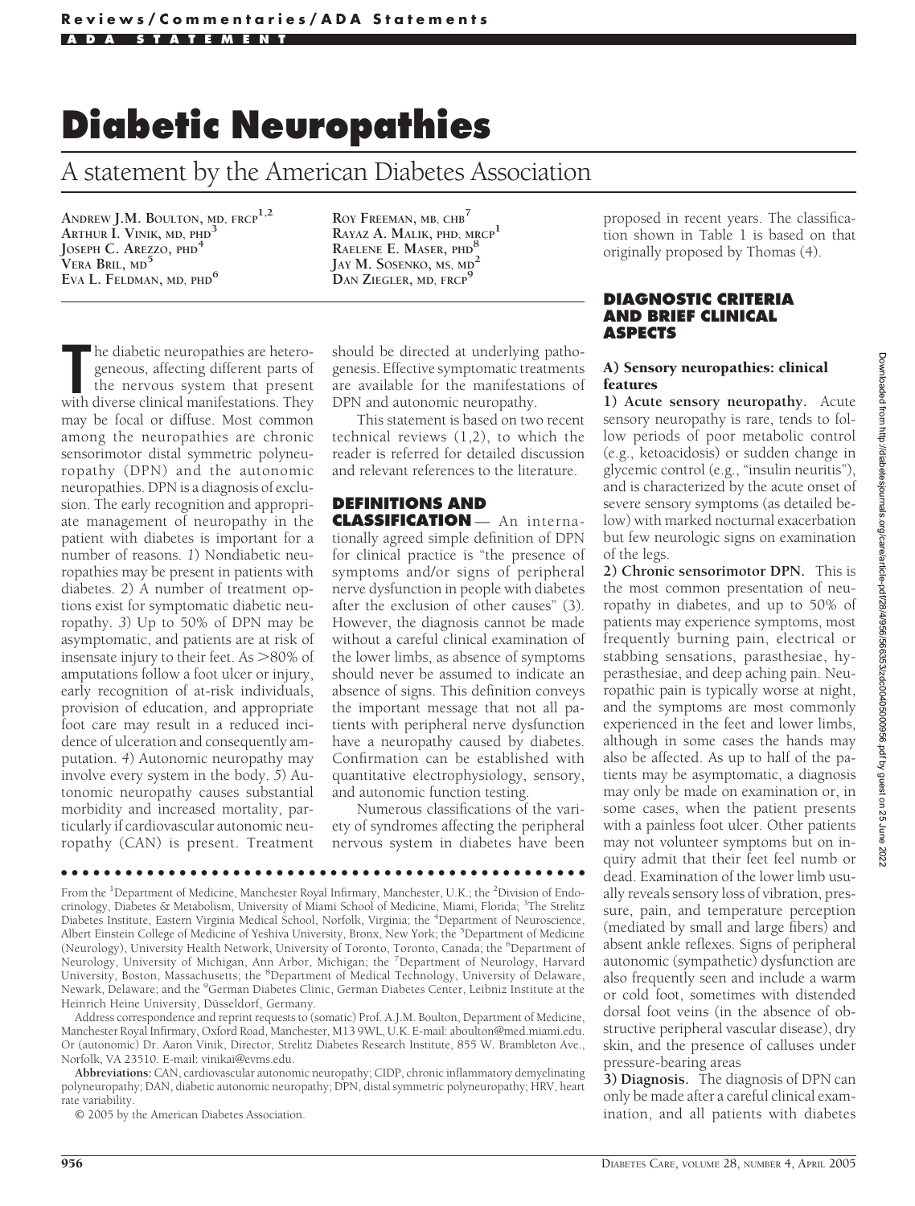# Diabetic Neuropathies

## A statement by the American Diabetes Association

**Andrew J.M. Boulton, MD, FRCP**[1,2]
**Arthur I. Vinik, MD, PHD**[3]
**Joseph C. Arezzo, PHD**[4]
**Vera Bril, MD**[5]
**Eva L. Feldman, MD, PHD**[6]
**Roy Freeman, MB, CHB**[7]
**Rayaz A. Malik, PHD, MRCP**[1]
**Raelene E. Maser, PHD**[8]
**Jay M. Sosenko, MS, MD**[2]
**Dan Ziegler, MD, FRCP**[9]

The diabetic neuropathies are heterogeneous, affecting different parts of the nervous system that present with diverse clinical manifestations. They may be focal or diffuse. Most common among the neuropathies are chronic sensorimotor distal symmetric polyneuropathy (DPN) and the autonomic neuropathies. DPN is a diagnosis of exclusion. The early recognition and appropriate management of neuropathy in the patient with diabetes is important for a number of reasons. *1*) Nondiabetic neuropathies may be present in patients with diabetes. *2*) A number of treatment options exist for symptomatic diabetic neuropathy. *3*) Up to 50% of DPN may be asymptomatic, and patients are at risk of insensate injury to their feet. As >80% of amputations follow a foot ulcer or injury, early recognition of at-risk individuals, provision of education, and appropriate foot care may result in a reduced incidence of ulceration and consequently amputation. *4*) Autonomic neuropathy may involve every system in the body. *5*) Autonomic neuropathy causes substantial morbidity and increased mortality, particularly if cardiovascular autonomic neuropathy (CAN) is present. Treatment should be directed at underlying pathogenesis. Effective symptomatic treatments are available for the manifestations of DPN and autonomic neuropathy.

This statement is based on two recent technical reviews (1,2), to which the reader is referred for detailed discussion and relevant references to the literature.

## DEFINITIONS AND CLASSIFICATION

An internationally agreed simple definition of DPN for clinical practice is "the presence of symptoms and/or signs of peripheral nerve dysfunction in people with diabetes after the exclusion of other causes" (3). However, the diagnosis cannot be made without a careful clinical examination of the lower limbs, as absence of symptoms should never be assumed to indicate an absence of signs. This definition conveys the important message that not all patients with peripheral nerve dysfunction have a neuropathy caused by diabetes. Confirmation can be established with quantitative electrophysiology, sensory, and autonomic function testing.

Numerous classifications of the variety of syndromes affecting the peripheral nervous system in diabetes have been proposed in recent years. The classification shown in Table 1 is based on that originally proposed by Thomas (4).

## DIAGNOSTIC CRITERIA AND BRIEF CLINICAL ASPECTS

### A) Sensory neuropathies: clinical features

**1) Acute sensory neuropathy.** Acute sensory neuropathy is rare, tends to follow periods of poor metabolic control (e.g., ketoacidosis) or sudden change in glycemic control (e.g., "insulin neuritis"), and is characterized by the acute onset of severe sensory symptoms (as detailed below) with marked nocturnal exacerbation but few neurologic signs on examination of the legs.

**2) Chronic sensorimotor DPN.** This is the most common presentation of neuropathy in diabetes, and up to 50% of patients may experience symptoms, most frequently burning pain, electrical or stabbing sensations, parasthesiae, hyperasthesiae, and deep aching pain. Neuropathic pain is typically worse at night, and the symptoms are most commonly experienced in the feet and lower limbs, although in some cases the hands may also be affected. As up to half of the patients may be asymptomatic, a diagnosis may only be made on examination or, in some cases, when the patient presents with a painless foot ulcer. Other patients may not volunteer symptoms but on inquiry admit that their feet feel numb or dead. Examination of the lower limb usually reveals sensory loss of vibration, pressure, pain, and temperature perception (mediated by small and large fibers) and absent ankle reflexes. Signs of peripheral autonomic (sympathetic) dysfunction are also frequently seen and include a warm or cold foot, sometimes with distended dorsal foot veins (in the absence of obstructive peripheral vascular disease), dry skin, and the presence of calluses under pressure-bearing areas

**3) Diagnosis.** The diagnosis of DPN can only be made after a careful clinical examination, and all patients with diabetes

---

From the [1]Department of Medicine, Manchester Royal Infirmary, Manchester, U.K.; the [2]Division of Endocrinology, Diabetes & Metabolism, University of Miami School of Medicine, Miami, Florida; [3]The Strelitz Diabetes Institute, Eastern Virginia Medical School, Norfolk, Virginia; the [4]Department of Neuroscience, Albert Einstein College of Medicine of Yeshiva University, Bronx, New York; the [5]Department of Medicine (Neurology), University Health Network, University of Toronto, Toronto, Canada; the [6]Department of Neurology, University of Michigan, Ann Arbor, Michigan; the [7]Department of Neurology, Harvard University, Boston, Massachusetts; the [8]Department of Medical Technology, University of Delaware, Newark, Delaware; and the [9]German Diabetes Clinic, German Diabetes Center, Leibniz Institute at the Heinrich Heine University, Düsseldorf, Germany.

Address correspondence and reprint requests to (somatic) Prof. A.J.M. Boulton, Department of Medicine, Manchester Royal Infirmary, Oxford Road, Manchester, M13 9WL, U.K. E-mail: aboulton@med.miami.edu. Or (autonomic) Dr. Aaron Vinik, Director, Strelitz Diabetes Research Institute, 855 W. Brambleton Ave., Norfolk, VA 23510. E-mail: vinikai@evms.edu.

**Abbreviations:** CAN, cardiovascular autonomic neuropathy; CIDP, chronic inflammatory demyelinating polyneuropathy; DAN, diabetic autonomic neuropathy; DPN, distal symmetric polyneuropathy; HRV, heart rate variability.

© 2005 by the American Diabetes Association.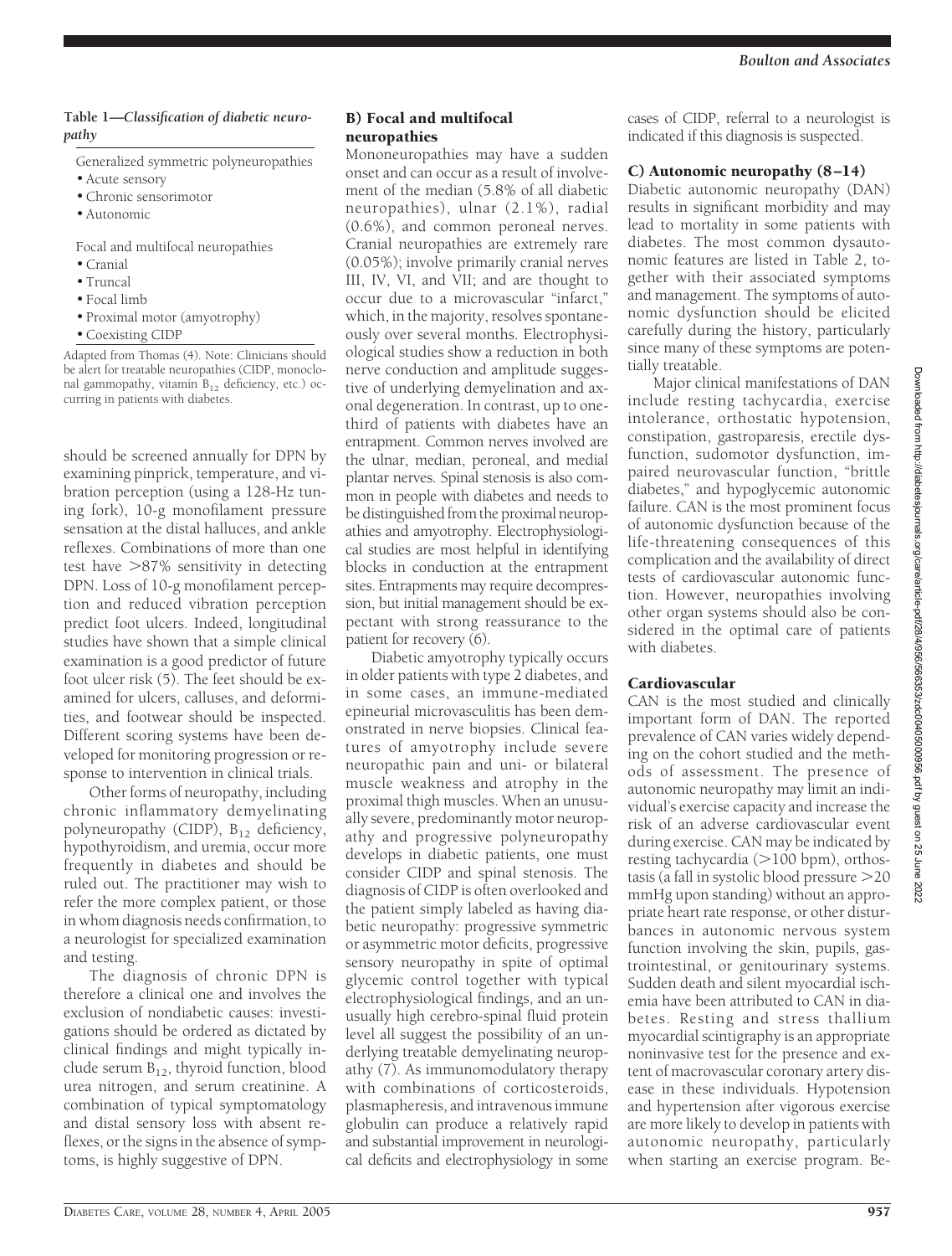**Table 1—*Classification of diabetic neuropathy***

| |
|---|
| Generalized symmetric polyneuropathies |
| • Acute sensory |
| • Chronic sensorimotor |
| • Autonomic |
| Focal and multifocal neuropathies |
| • Cranial |
| • Truncal |
| • Focal limb |
| • Proximal motor (amyotrophy) |
| • Coexisting CIDP |

Adapted from Thomas (4). Note: Clinicians should be alert for treatable neuropathies (CIDP, monoclonal gammopathy, vitamin $B_{12}$ deficiency, etc.) occurring in patients with diabetes.

should be screened annually for DPN by examining pinprick, temperature, and vibration perception (using a 128-Hz tuning fork), 10-g monofilament pressure sensation at the distal halluces, and ankle reflexes. Combinations of more than one test have >87% sensitivity in detecting DPN. Loss of 10-g monofilament perception and reduced vibration perception predict foot ulcers. Indeed, longitudinal studies have shown that a simple clinical examination is a good predictor of future foot ulcer risk (5). The feet should be examined for ulcers, calluses, and deformities, and footwear should be inspected. Different scoring systems have been developed for monitoring progression or response to intervention in clinical trials.

Other forms of neuropathy, including chronic inflammatory demyelinating polyneuropathy (CIDP), $B_{12}$ deficiency, hypothyroidism, and uremia, occur more frequently in diabetes and should be ruled out. The practitioner may wish to refer the more complex patient, or those in whom diagnosis needs confirmation, to a neurologist for specialized examination and testing.

The diagnosis of chronic DPN is therefore a clinical one and involves the exclusion of nondiabetic causes: investigations should be ordered as dictated by clinical findings and might typically include serum $B_{12}$, thyroid function, blood urea nitrogen, and serum creatinine. A combination of typical symptomatology and distal sensory loss with absent reflexes, or the signs in the absence of symptoms, is highly suggestive of DPN.

### B) Focal and multifocal neuropathies

Mononeuropathies may have a sudden onset and can occur as a result of involvement of the median (5.8% of all diabetic neuropathies), ulnar (2.1%), radial (0.6%), and common peroneal nerves. Cranial neuropathies are extremely rare (0.05%); involve primarily cranial nerves III, IV, VI, and VII; and are thought to occur due to a microvascular "infarct," which, in the majority, resolves spontaneously over several months. Electrophysiological studies show a reduction in both nerve conduction and amplitude suggestive of underlying demyelination and axonal degeneration. In contrast, up to one-third of patients with diabetes have an entrapment. Common nerves involved are the ulnar, median, peroneal, and medial plantar nerves. Spinal stenosis is also common in people with diabetes and needs to be distinguished from the proximal neuropathies and amyotrophy. Electrophysiological studies are most helpful in identifying blocks in conduction at the entrapment sites. Entrapments may require decompression, but initial management should be expectant with strong reassurance to the patient for recovery (6).

Diabetic amyotrophy typically occurs in older patients with type 2 diabetes, and in some cases, an immune-mediated epineurial microvasculitis has been demonstrated in nerve biopsies. Clinical features of amyotrophy include severe neuropathic pain and uni- or bilateral muscle weakness and atrophy in the proximal thigh muscles. When an unusually severe, predominantly motor neuropathy and progressive polyneuropathy develops in diabetic patients, one must consider CIDP and spinal stenosis. The diagnosis of CIDP is often overlooked and the patient simply labeled as having diabetic neuropathy: progressive symmetric or asymmetric motor deficits, progressive sensory neuropathy in spite of optimal glycemic control together with typical electrophysiological findings, and an unusually high cerebro-spinal fluid protein level all suggest the possibility of an underlying treatable demyelinating neuropathy (7). As immunomodulatory therapy with combinations of corticosteroids, plasmapheresis, and intravenous immune globulin can produce a relatively rapid and substantial improvement in neurological deficits and electrophysiology in some cases of CIDP, referral to a neurologist is indicated if this diagnosis is suspected.

### C) Autonomic neuropathy (8–14)

Diabetic autonomic neuropathy (DAN) results in significant morbidity and may lead to mortality in some patients with diabetes. The most common dysautonomic features are listed in Table 2, together with their associated symptoms and management. The symptoms of autonomic dysfunction should be elicited carefully during the history, particularly since many of these symptoms are potentially treatable.

Major clinical manifestations of DAN include resting tachycardia, exercise intolerance, orthostatic hypotension, constipation, gastroparesis, erectile dysfunction, sudomotor dysfunction, impaired neurovascular function, "brittle diabetes," and hypoglycemic autonomic failure. CAN is the most prominent focus of autonomic dysfunction because of the life-threatening consequences of this complication and the availability of direct tests of cardiovascular autonomic function. However, neuropathies involving other organ systems should also be considered in the optimal care of patients with diabetes.

#### Cardiovascular

CAN is the most studied and clinically important form of DAN. The reported prevalence of CAN varies widely depending on the cohort studied and the methods of assessment. The presence of autonomic neuropathy may limit an individual's exercise capacity and increase the risk of an adverse cardiovascular event during exercise. CAN may be indicated by resting tachycardia (>100 bpm), orthostasis (a fall in systolic blood pressure >20 mmHg upon standing) without an appropriate heart rate response, or other disturbances in autonomic nervous system function involving the skin, pupils, gastrointestinal, or genitourinary systems. Sudden death and silent myocardial ischemia have been attributed to CAN in diabetes. Resting and stress thallium myocardial scintigraphy is an appropriate noninvasive test for the presence and extent of macrovascular coronary artery disease in these individuals. Hypotension and hypertension after vigorous exercise are more likely to develop in patients with autonomic neuropathy, particularly when starting an exercise program. Be-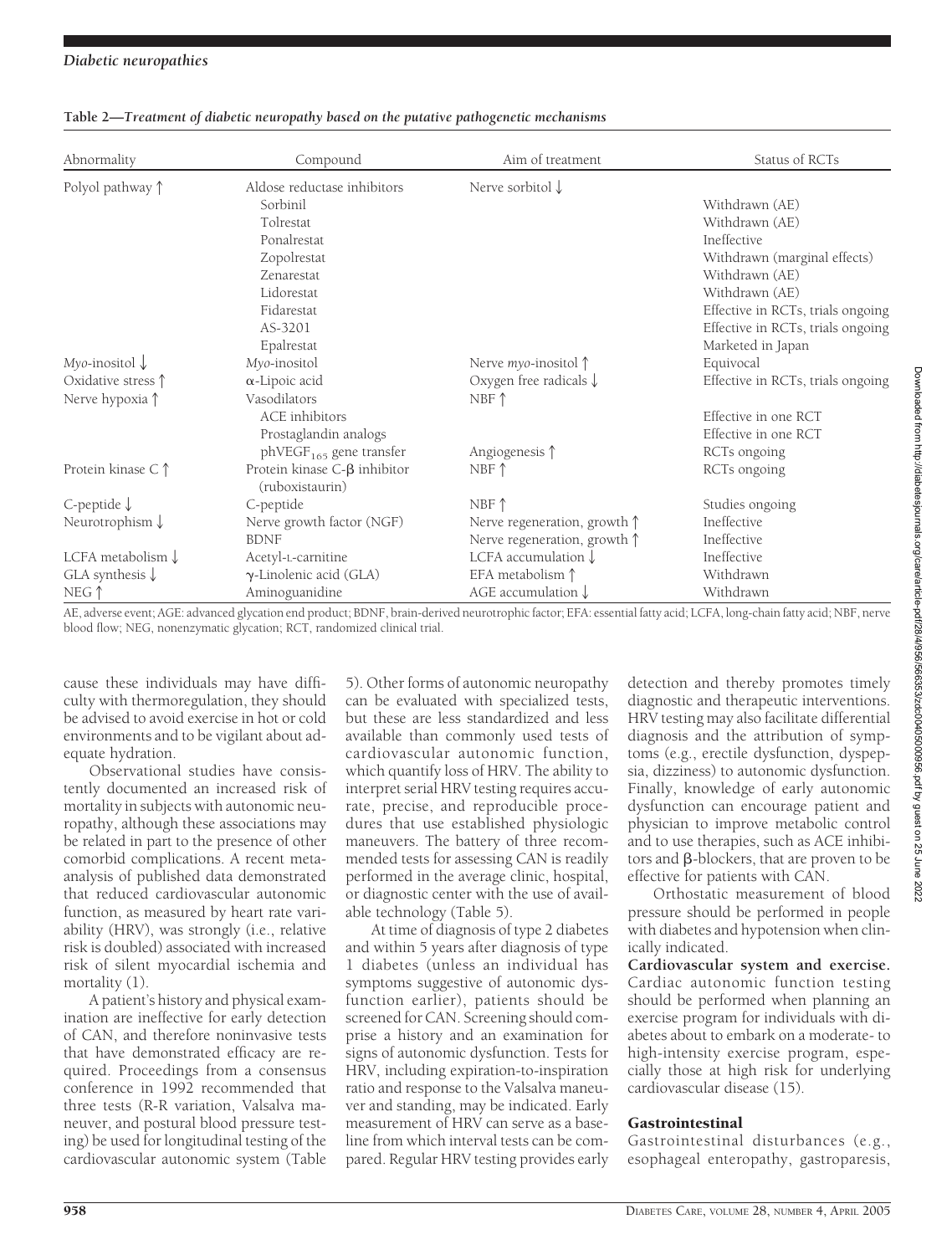**Table 2—Treatment of diabetic neuropathy based on the putative pathogenetic mechanisms**

| Abnormality | Compound | Aim of treatment | Status of RCTs |
|---|---|---|---|
| Polyol pathway ↑ | Aldose reductase inhibitors | Nerve sorbitol ↓ | |
| | Sorbinil | | Withdrawn (AE) |
| | Tolrestat | | Withdrawn (AE) |
| | Ponalrestat | | Ineffective |
| | Zopolrestat | | Withdrawn (marginal effects) |
| | Zenarestat | | Withdrawn (AE) |
| | Lidorestat | | Withdrawn (AE) |
| | Fidarestat | | Effective in RCTs, trials ongoing |
| | AS-3201 | | Effective in RCTs, trials ongoing |
| | Epalrestat | | Marketed in Japan |
| *Myo*-inositol ↓ | *Myo*-inositol | Nerve *myo*-inositol ↑ | Equivocal |
| Oxidative stress ↑ | α-Lipoic acid | Oxygen free radicals ↓ | Effective in RCTs, trials ongoing |
| Nerve hypoxia ↑ | Vasodilators | NBF ↑ | |
| | ACE inhibitors | | Effective in one RCT |
| | Prostaglandin analogs | | Effective in one RCT |
| | phVEGF$_{165}$ gene transfer | Angiogenesis ↑ | RCTs ongoing |
| Protein kinase C ↑ | Protein kinase C-β inhibitor (ruboxistaurin) | NBF ↑ | RCTs ongoing |
| C-peptide ↓ | C-peptide | NBF ↑ | Studies ongoing |
| Neurotrophism ↓ | Nerve growth factor (NGF) | Nerve regeneration, growth ↑ | Ineffective |
| | BDNF | Nerve regeneration, growth ↑ | Ineffective |
| LCFA metabolism ↓ | Acetyl-L-carnitine | LCFA accumulation ↓ | Ineffective |
| GLA synthesis ↓ | γ-Linolenic acid (GLA) | EFA metabolism ↑ | Withdrawn |
| NEG ↑ | Aminoguanidine | AGE accumulation ↓ | Withdrawn |

AE, adverse event; AGE: advanced glycation end product; BDNF, brain-derived neurotrophic factor; EFA: essential fatty acid; LCFA, long-chain fatty acid; NBF, nerve blood flow; NEG, nonenzymatic glycation; RCT, randomized clinical trial.

cause these individuals may have difficulty with thermoregulation, they should be advised to avoid exercise in hot or cold environments and to be vigilant about adequate hydration.

Observational studies have consistently documented an increased risk of mortality in subjects with autonomic neuropathy, although these associations may be related in part to the presence of other comorbid complications. A recent meta-analysis of published data demonstrated that reduced cardiovascular autonomic function, as measured by heart rate variability (HRV), was strongly (i.e., relative risk is doubled) associated with increased risk of silent myocardial ischemia and mortality (1).

A patient's history and physical examination are ineffective for early detection of CAN, and therefore noninvasive tests that have demonstrated efficacy are required. Proceedings from a consensus conference in 1992 recommended that three tests (R-R variation, Valsalva maneuver, and postural blood pressure testing) be used for longitudinal testing of the cardiovascular autonomic system (Table 5). Other forms of autonomic neuropathy can be evaluated with specialized tests, but these are less standardized and less available than commonly used tests of cardiovascular autonomic function, which quantify loss of HRV. The ability to interpret serial HRV testing requires accurate, precise, and reproducible procedures that use established physiologic maneuvers. The battery of three recommended tests for assessing CAN is readily performed in the average clinic, hospital, or diagnostic center with the use of available technology (Table 5).

At time of diagnosis of type 2 diabetes and within 5 years after diagnosis of type 1 diabetes (unless an individual has symptoms suggestive of autonomic dysfunction earlier), patients should be screened for CAN. Screening should comprise a history and an examination for signs of autonomic dysfunction. Tests for HRV, including expiration-to-inspiration ratio and response to the Valsalva maneuver and standing, may be indicated. Early measurement of HRV can serve as a baseline from which interval tests can be compared. Regular HRV testing provides early detection and thereby promotes timely diagnostic and therapeutic interventions. HRV testing may also facilitate differential diagnosis and the attribution of symptoms (e.g., erectile dysfunction, dyspepsia, dizziness) to autonomic dysfunction. Finally, knowledge of early autonomic dysfunction can encourage patient and physician to improve metabolic control and to use therapies, such as ACE inhibitors and β-blockers, that are proven to be effective for patients with CAN.

Orthostatic measurement of blood pressure should be performed in people with diabetes and hypotension when clinically indicated.

**Cardiovascular system and exercise.** Cardiac autonomic function testing should be performed when planning an exercise program for individuals with diabetes about to embark on a moderate- to high-intensity exercise program, especially those at high risk for underlying cardiovascular disease (15).

### Gastrointestinal

Gastrointestinal disturbances (e.g., esophageal enteropathy, gastroparesis,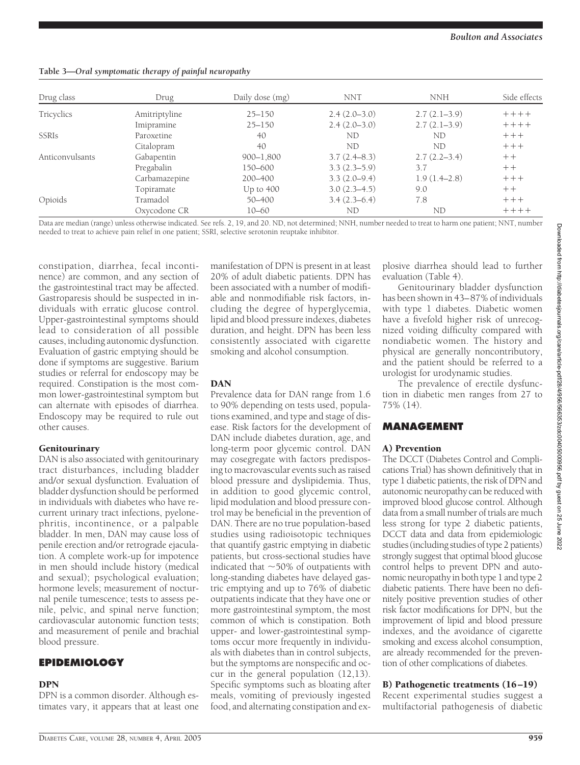**Table 3—*Oral symptomatic therapy of painful neuropathy***

| Drug class | Drug | Daily dose (mg) | NNT | NNH | Side effects |
|---|---|---|---|---|---|
| Tricyclics | Amitriptyline | 25–150 | 2.4 (2.0–3.0) | 2.7 (2.1–3.9) | ++++ |
| | Imipramine | 25–150 | 2.4 (2.0–3.0) | 2.7 (2.1–3.9) | ++++ |
| SSRIs | Paroxetine | 40 | ND | ND | +++ |
| | Citalopram | 40 | ND | ND | +++ |
| Anticonvulsants | Gabapentin | 900–1,800 | 3.7 (2.4–8.3) | 2.7 (2.2–3.4) | ++ |
| | Pregabalin | 150–600 | 3.3 (2.3–5.9) | 3.7 | ++ |
| | Carbamazepine | 200–400 | 3.3 (2.0–9.4) | 1.9 (1.4–2.8) | +++ |
| | Topiramate | Up to 400 | 3.0 (2.3–4.5) | 9.0 | ++ |
| Opioids | Tramadol | 50–400 | 3.4 (2.3–6.4) | 7.8 | +++ |
| | Oxycodone CR | 10–60 | ND | ND | ++++ |

Data are median (range) unless otherwise indicated. See refs. 2, 19, and 20. ND, not determined; NNH, number needed to treat to harm one patient; NNT, number needed to treat to achieve pain relief in one patient; SSRI, selective serotonin reuptake inhibitor.

constipation, diarrhea, fecal incontinence) are common, and any section of the gastrointestinal tract may be affected. Gastroparesis should be suspected in individuals with erratic glucose control. Upper-gastrointestinal symptoms should lead to consideration of all possible causes, including autonomic dysfunction. Evaluation of gastric emptying should be done if symptoms are suggestive. Barium studies or referral for endoscopy may be required. Constipation is the most common lower-gastrointestinal symptom but can alternate with episodes of diarrhea. Endoscopy may be required to rule out other causes.

### Genitourinary

DAN is also associated with genitourinary tract disturbances, including bladder and/or sexual dysfunction. Evaluation of bladder dysfunction should be performed in individuals with diabetes who have recurrent urinary tract infections, pyelonephritis, incontinence, or a palpable bladder. In men, DAN may cause loss of penile erection and/or retrograde ejaculation. A complete work-up for impotence in men should include history (medical and sexual); psychological evaluation; hormone levels; measurement of nocturnal penile tumescence; tests to assess penile, pelvic, and spinal nerve function; cardiovascular autonomic function tests; and measurement of penile and brachial blood pressure.

## EPIDEMIOLOGY

### DPN

DPN is a common disorder. Although estimates vary, it appears that at least one manifestation of DPN is present in at least 20% of adult diabetic patients. DPN has been associated with a number of modifiable and nonmodifiable risk factors, including the degree of hyperglycemia, lipid and blood pressure indexes, diabetes duration, and height. DPN has been less consistently associated with cigarette smoking and alcohol consumption.

### DAN

Prevalence data for DAN range from 1.6 to 90% depending on tests used, populations examined, and type and stage of disease. Risk factors for the development of DAN include diabetes duration, age, and long-term poor glycemic control. DAN may cosegregate with factors predisposing to macrovascular events such as raised blood pressure and dyslipidemia. Thus, in addition to good glycemic control, lipid modulation and blood pressure control may be beneficial in the prevention of DAN. There are no true population-based studies using radioisotopic techniques that quantify gastric emptying in diabetic patients, but cross-sectional studies have indicated that ~50% of outpatients with long-standing diabetes have delayed gastric emptying and up to 76% of diabetic outpatients indicate that they have one or more gastrointestinal symptom, the most common of which is constipation. Both upper- and lower-gastrointestinal symptoms occur more frequently in individuals with diabetes than in control subjects, but the symptoms are nonspecific and occur in the general population (12,13). Specific symptoms such as bloating after meals, vomiting of previously ingested food, and alternating constipation and explosive diarrhea should lead to further evaluation (Table 4).

Genitourinary bladder dysfunction has been shown in 43–87% of individuals with type 1 diabetes. Diabetic women have a fivefold higher risk of unrecognized voiding difficulty compared with nondiabetic women. The history and physical are generally noncontributory, and the patient should be referred to a urologist for urodynamic studies.

The prevalence of erectile dysfunction in diabetic men ranges from 27 to 75% (14).

## MANAGEMENT

### A) Prevention

The DCCT (Diabetes Control and Complications Trial) has shown definitively that in type 1 diabetic patients, the risk of DPN and autonomic neuropathy can be reduced with improved blood glucose control. Although data from a small number of trials are much less strong for type 2 diabetic patients, DCCT data and data from epidemiologic studies (including studies of type 2 patients) strongly suggest that optimal blood glucose control helps to prevent DPN and autonomic neuropathy in both type 1 and type 2 diabetic patients. There have been no definitely positive prevention studies of other risk factor modifications for DPN, but the improvement of lipid and blood pressure indexes, and the avoidance of cigarette smoking and excess alcohol consumption, are already recommended for the prevention of other complications of diabetes.

### B) Pathogenetic treatments (16–19)

Recent experimental studies suggest a multifactorial pathogenesis of diabetic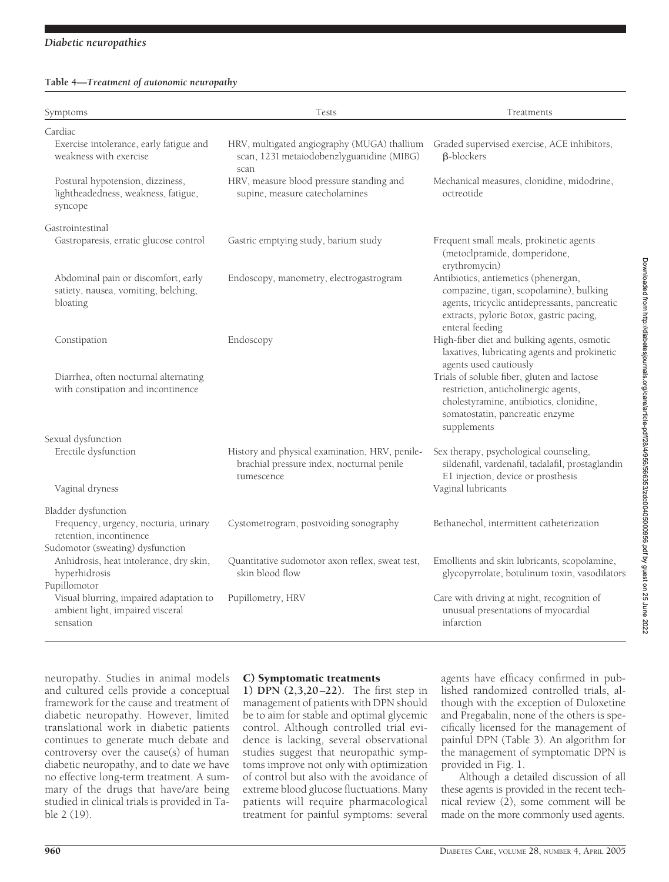**Table 4—Treatment of autonomic neuropathy**

| Symptoms | Tests | Treatments |
|---|---|---|
| Cardiac | | |
| Exercise intolerance, early fatigue and weakness with exercise | HRV, multigated angiography (MUGA) thallium scan, 123I metaiodobenzlyguanidine (MIBG) scan | Graded supervised exercise, ACE inhibitors, β-blockers |
| Postural hypotension, dizziness, lightheadedness, weakness, fatigue, syncope | HRV, measure blood pressure standing and supine, measure catecholamines | Mechanical measures, clonidine, midodrine, octreotide |
| Gastrointestinal | | |
| Gastroparesis, erratic glucose control | Gastric emptying study, barium study | Frequent small meals, prokinetic agents (metoclpramide, domperidone, erythromycin) |
| Abdominal pain or discomfort, early satiety, nausea, vomiting, belching, bloating | Endoscopy, manometry, electrogastrogram | Antibiotics, antiemetics (phenergan, compazine, tigan, scopolamine), bulking agents, tricyclic antidepressants, pancreatic extracts, pyloric Botox, gastric pacing, enteral feeding |
| Constipation | Endoscopy | High-fiber diet and bulking agents, osmotic laxatives, lubricating agents and prokinetic agents used cautiously |
| Diarrhea, often nocturnal alternating with constipation and incontinence | | Trials of soluble fiber, gluten and lactose restriction, anticholinergic agents, cholestyramine, antibiotics, clonidine, somatostatin, pancreatic enzyme supplements |
| Sexual dysfunction | | |
| Erectile dysfunction | History and physical examination, HRV, penile-brachial pressure index, nocturnal penile tumescence | Sex therapy, psychological counseling, sildenafil, vardenafil, tadalafil, prostaglandin E1 injection, device or prosthesis |
| Vaginal dryness | | Vaginal lubricants |
| Bladder dysfunction | | |
| Frequency, urgency, nocturia, urinary retention, incontinence | Cystometrogram, postvoiding sonography | Bethanechol, intermittent catheterization |
| Sudomotor (sweating) dysfunction | | |
| Anhidrosis, heat intolerance, dry skin, hyperhidrosis | Quantitative sudomotor axon reflex, sweat test, skin blood flow | Emollients and skin lubricants, scopolamine, glycopyrrolate, botulinum toxin, vasodilators |
| Pupillomotor | | |
| Visual blurring, impaired adaptation to ambient light, impaired visceral sensation | Pupillometry, HRV | Care with driving at night, recognition of unusual presentations of myocardial infarction |

neuropathy. Studies in animal models and cultured cells provide a conceptual framework for the cause and treatment of diabetic neuropathy. However, limited translational work in diabetic patients continues to generate much debate and controversy over the cause(s) of human diabetic neuropathy, and to date we have no effective long-term treatment. A summary of the drugs that have/are being studied in clinical trials is provided in Table 2 (19).

### C) Symptomatic treatments

**1) DPN (2,3,20–22).** The first step in management of patients with DPN should be to aim for stable and optimal glycemic control. Although controlled trial evidence is lacking, several observational studies suggest that neuropathic symptoms improve not only with optimization of control but also with the avoidance of extreme blood glucose fluctuations. Many patients will require pharmacological treatment for painful symptoms: several agents have efficacy confirmed in published randomized controlled trials, although with the exception of Duloxetine and Pregabalin, none of the others is specifically licensed for the management of painful DPN (Table 3). An algorithm for the management of symptomatic DPN is provided in Fig. 1.

Although a detailed discussion of all these agents is provided in the recent technical review (2), some comment will be made on the more commonly used agents.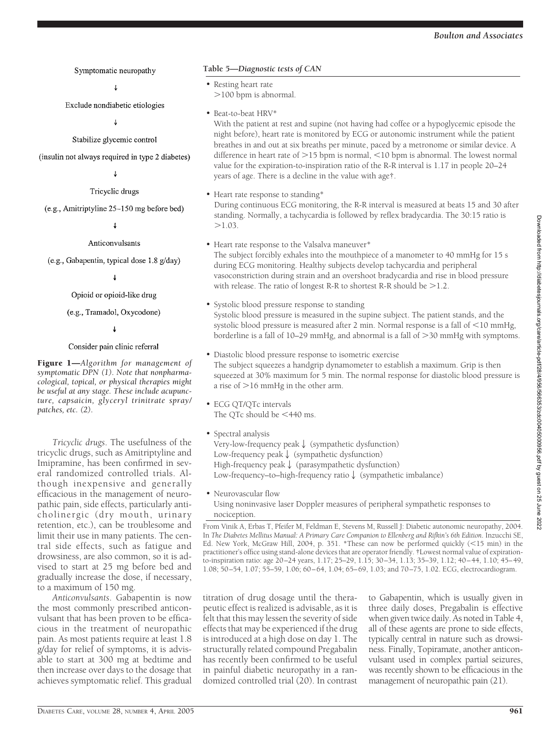Symptomatic neuropathy

↓

Exclude nondiabetic etiologies

↓

Stabilize glycemic control

(insulin not always required in type 2 diabetes)

↓

Tricyclic drugs

(e.g., Amitriptyline 25–150 mg before bed)

↓

Anticonvulsants

(e.g., Gabapentin, typical dose 1.8 g/day)

↓

Opioid or opioid-like drug

(e.g., Tramadol, Oxycodone)

↓

Consider pain clinic referral

**Figure 1**—*Algorithm for management of symptomatic DPN (1). Note that nonpharmacological, topical, or physical therapies might be useful at any stage. These include acupuncture, capsaicin, glyceryl trinitrate spray/patches, etc. (2).*

*Tricyclic drugs.* The usefulness of the tricyclic drugs, such as Amitriptyline and Imipramine, has been confirmed in several randomized controlled trials. Although inexpensive and generally efficacious in the management of neuropathic pain, side effects, particularly anticholinergic (dry mouth, urinary retention, etc.), can be troublesome and limit their use in many patients. The central side effects, such as fatigue and drowsiness, are also common, so it is advised to start at 25 mg before bed and gradually increase the dose, if necessary, to a maximum of 150 mg.

*Anticonvulsants.* Gabapentin is now the most commonly prescribed anticonvulsant that has been proven to be efficacious in the treatment of neuropathic pain. As most patients require at least 1.8 g/day for relief of symptoms, it is advisable to start at 300 mg at bedtime and then increase over days to the dosage that achieves symptomatic relief. This gradual titration of drug dosage until the therapeutic effect is realized is advisable, as it is felt that this may lessen the severity of side effects that may be experienced if the drug is introduced at a high dose on day 1. The structurally related compound Pregabalin has recently been confirmed to be useful in painful diabetic neuropathy in a randomized controlled trial (20). In contrast to Gabapentin, which is usually given in three daily doses, Pregabalin is effective when given twice daily. As noted in Table 4, all of these agents are prone to side effects, typically central in nature such as drowsiness. Finally, Topiramate, another anticonvulsant used in complex partial seizures, was recently shown to be efficacious in the management of neuropathic pain (21).

**Table 5**—*Diagnostic tests of CAN*

- Resting heart rate
  >100 bpm is abnormal.
- Beat-to-beat HRV*
  With the patient at rest and supine (not having had coffee or a hypoglycemic episode the night before), heart rate is monitored by ECG or autonomic instrument while the patient breathes in and out at six breaths per minute, paced by a metronome or similar device. A difference in heart rate of >15 bpm is normal, <10 bpm is abnormal. The lowest normal value for the expiration-to-inspiration ratio of the R-R interval is 1.17 in people 20–24 years of age. There is a decline in the value with age†.
- Heart rate response to standing*
  During continuous ECG monitoring, the R-R interval is measured at beats 15 and 30 after standing. Normally, a tachycardia is followed by reflex bradycardia. The 30:15 ratio is >1.03.
- Heart rate response to the Valsalva maneuver*
  The subject forcibly exhales into the mouthpiece of a manometer to 40 mmHg for 15 s during ECG monitoring. Healthy subjects develop tachycardia and peripheral vasoconstriction during strain and an overshoot bradycardia and rise in blood pressure with release. The ratio of longest R-R to shortest R-R should be >1.2.
- Systolic blood pressure response to standing
  Systolic blood pressure is measured in the supine subject. The patient stands, and the systolic blood pressure is measured after 2 min. Normal response is a fall of <10 mmHg, borderline is a fall of 10–29 mmHg, and abnormal is a fall of >30 mmHg with symptoms.
- Diastolic blood pressure response to isometric exercise
  The subject squeezes a handgrip dynamometer to establish a maximum. Grip is then squeezed at 30% maximum for 5 min. The normal response for diastolic blood pressure is a rise of >16 mmHg in the other arm.
- ECG QT/QTc intervals
  The QTc should be <440 ms.
- Spectral analysis
  Very-low-frequency peak ↓ (sympathetic dysfunction)
  Low-frequency peak ↓ (sympathetic dysfunction)
  High-frequency peak ↓ (parasympathetic dysfunction)
  Low-frequency–to–high-frequency ratio ↓ (sympathetic imbalance)
- Neurovascular flow
  Using noninvasive laser Doppler measures of peripheral sympathetic responses to nociception.

From Vinik A, Erbas T, Pfeifer M, Feldman E, Stevens M, Russell J: Diabetic autonomic neuropathy, 2004. In *The Diabetes Mellitus Manual: A Primary Care Companion to Ellenberg and Rifkin's 6th Edition*. Inzucchi SE, Ed. New York, McGraw Hill, 2004, p. 351. *These can now be performed quickly (<15 min) in the practitioner's office using stand-alone devices that are operator friendly. †Lowest normal value of expiration-to-inspiration ratio: age 20–24 years, 1.17; 25–29, 1.15; 30–34, 1.13; 35–39, 1.12; 40–44, 1.10; 45–49, 1.08; 50–54, 1.07; 55–59, 1.06; 60–64, 1.04; 65–69, 1.03; and 70–75, 1.02. ECG, electrocardiogram.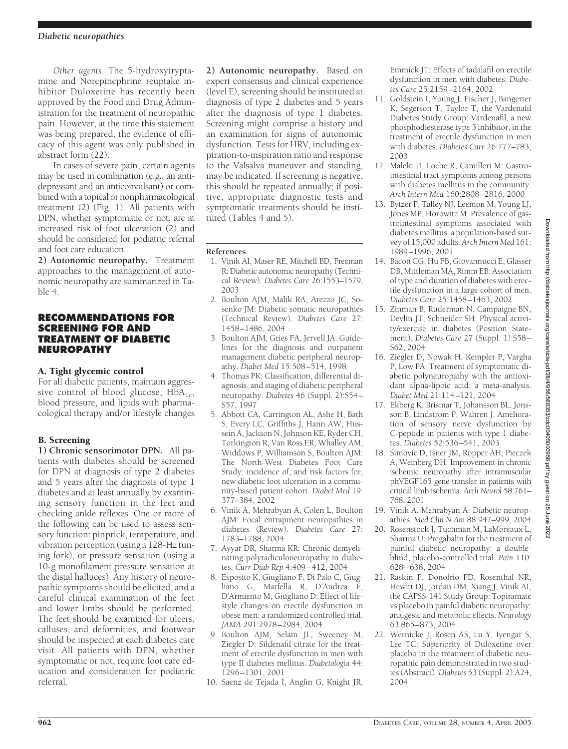*Other agents.* The 5-hydroxytryptamine and Norepinephrine reuptake inhibitor Duloxetine has recently been approved by the Food and Drug Administration for the treatment of neuropathic pain. However, at the time this statement was being prepared, the evidence of efficacy of this agent was only published in abstract form (22).

In cases of severe pain, certain agents may be used in combination (e.g., an antidepressant and an anticonvulsant) or combined with a topical or nonpharmacological treatment (2) (Fig. 1). All patients with DPN, whether symptomatic or not, are at increased risk of foot ulceration (2) and should be considered for podiatric referral and foot care education.

**2) Autonomic neuropathy.** Treatment approaches to the management of autonomic neuropathy are summarized in Table 4.

## RECOMMENDATIONS FOR SCREENING FOR AND TREATMENT OF DIABETIC NEUROPATHY

### A. Tight glycemic control

For all diabetic patients, maintain aggressive control of blood glucose, $HbA_{1c}$, blood pressure, and lipids with pharmacological therapy and/or lifestyle changes

### B. Screening

**1) Chronic sensorimotor DPN.** All patients with diabetes should be screened for DPN at diagnosis of type 2 diabetes and 5 years after the diagnosis of type 1 diabetes and at least annually by examining sensory function in the feet and checking ankle reflexes. One or more of the following can be used to assess sensory function: pinprick, temperature, and vibration perception (using a 128-Hz tuning fork), or pressure sensation (using a 10-g monofilament pressure sensation at the distal halluces). Any history of neuropathic symptoms should be elicited, and a careful clinical examination of the feet and lower limbs should be performed. The feet should be examined for ulcers, calluses, and deformities, and footwear should be inspected at each diabetes care visit. All patients with DPN, whether symptomatic or not, require foot care education and consideration for podiatric referral.

**2) Autonomic neuropathy.** Based on expert consensus and clinical experience (level E), screening should be instituted at diagnosis of type 2 diabetes and 5 years after the diagnosis of type 1 diabetes. Screening might comprise a history and an examination for signs of autonomic dysfunction. Tests for HRV, including expiration-to-inspiration ratio and response to the Valsalva maneuver and standing, may be indicated. If screening is negative, this should be repeated annually; if positive, appropriate diagnostic tests and symptomatic treatments should be instituted (Tables 4 and 5).

#### References

1. Vinik AI, Maser RE, Mitchell BD, Freeman R: Diabetic autonomic neuropathy (Technical Review). *Diabetes Care* 26:1553–1579, 2003
2. Boulton AJM, Malik RA, Arezzo JC, Sosenko JM: Diabetic somatic neuropathies (Technical Review). *Diabetes Care* 27: 1458–1486, 2004
3. Boulton AJM, Gries FA, Jervell JA: Guidelines for the diagnosis and outpatient management diabetic peripheral neuropathy. *Diabet Med* 15:508–514, 1998
4. Thomas PK: Classification, differential diagnosis, and staging of diabetic peripheral neuropathy. *Diabetes* 46 (Suppl. 2):S54–S57, 1997
5. Abbott CA, Carrington AL, Ashe H, Bath S, Every LC, Griffiths J, Hann AW, Hussein A, Jackson N, Johnson KE, Ryder CH, Torkington R, Van Ross ER, Whalley AM, Widdows P, Williamson S, Boulton AJM: The North-West Diabetes Foot Care Study: incidence of, and risk factors for, new diabetic foot ulceration in a community-based patient cohort. *Diabet Med* 19: 377–384, 2002
6. Vinik A, Mehrabyan A, Colen L, Boulton AJM: Focal entrapment neuropathies in diabetes (Review). *Diabetes Care* 27: 1783–1788, 2004
7. Ayyar DR, Sharma KR: Chronic demyelinating polyradiculoneuropathy in diabetes. *Curr Diab Rep* 4:409–412, 2004
8. Esposito K, Giugliano F, Di Palo C, Giugliano G, Marfella R, D'Andrea F, D'Armiento M, Giugliano D: Effect of lifestyle changes on erectile dysfunction in obese men: a randomized controlled trial. *JAMA* 291:2978–2984, 2004
9. Boulton AJM, Selam JL, Sweeney M, Ziegler D: Sildenafil citrate for the treatment of erectile dysfunction in men with type II diabetes mellitus. *Diabetologia* 44: 1296–1301, 2001
10. Saenz de Tejada I, Anglin G, Knight JR, Emmick JT: Effects of tadalafil on erectile dysfunction in men with diabetes. *Diabetes Care* 25:2159–2164, 2002
11. Goldstein I, Young J, Fischer J, Bangerter K, Segerson T, Taylor T, the Vardenafil Diabetes Study Group: Vardenafil, a new phosphodiesterase type 5 inhibitor, in the treatment of erectile dysfunction in men with diabetes. *Diabetes Care* 26:777–783, 2003
12. Maleki D, Loche R, Camilleri M: Gastrointestinal tract symptoms among persons with diabetes mellitus in the community. *Arch Intern Med* 160:2808–2816, 2000
13. Bytzer P, Talley NJ, Leemon M, Young LJ, Jones MP, Horowitz M: Prevalence of gastrointestinal symptoms associated with diabetes mellitus: a population-based survey of 15,000 adults. *Arch Intern Med* 161: 1989–1996, 2001
14. Bacon CG, Hu FB, Giovannucci E, Glasser DB, Mittleman MA, Rimm EB: Association of type and duration of diabetes with erectile dysfunction in a large cohort of men. *Diabetes Care* 25:1458–1463, 2002
15. Zinman B, Ruderman N, Campaigne BN, Devlin JT, Schneider SH: Physical activity/exercise in diabetes (Position Statement). *Diabetes Care* 27 (Suppl. 1):S58–S62, 2004
16. Ziegler D, Nowak H, Kempler P, Vargha P, Low PA: Treatment of symptomatic diabetic polyneuropathy with the antioxidant alpha-lipoic acid: a meta-analysis. *Diabet Med* 21:114–121, 2004
17. Ekberg K, Brismar T, Johansson BL, Jonsson B, Lindstrom P, Wahren J: Amelioration of sensory nerve dysfunction by C-peptide in patients with type 1 diabetes. *Diabetes* 52:536–541, 2003
18. Simovic D, Isner JM, Ropper AH, Pieczek A, Weinberg DH: Improvement in chronic ischemic neuropathy after intramuscular phVEGF165 gene transfer in patients with critical limb ischemia. *Arch Neurol* 58:761–768, 2001
19. Vinik A, Mehrabyan A: Diabetic neuropathies. *Med Clin N Am* 88:947–999, 2004
20. Rosenstock J, Tuchman M, LaMoreaux L, Sharma U: Pregabalin for the treatment of painful diabetic neuropathy: a double-blind, placebo-controlled trial. *Pain* 110: 628–638, 2004
21. Raskin P, Donofrio PD, Rosenthal NR, Hewitt DJ, Jordan DM, Xiang J, Vinik AI, the CAPSS-141 Study Group: Topiramate vs placebo in painful diabetic neuropathy: analgesic and metabolic effects. *Neurology* 63:865–873, 2004
22. Wernicke J, Rosen AS, Lu Y, Iyengar S, Lee TC: Superiority of Duloxetine over placebo in the treatment of diabetic neuropathic pain demonstrated in two studies (Abstract). *Diabetes* 53 (Suppl. 2):A24, 2004